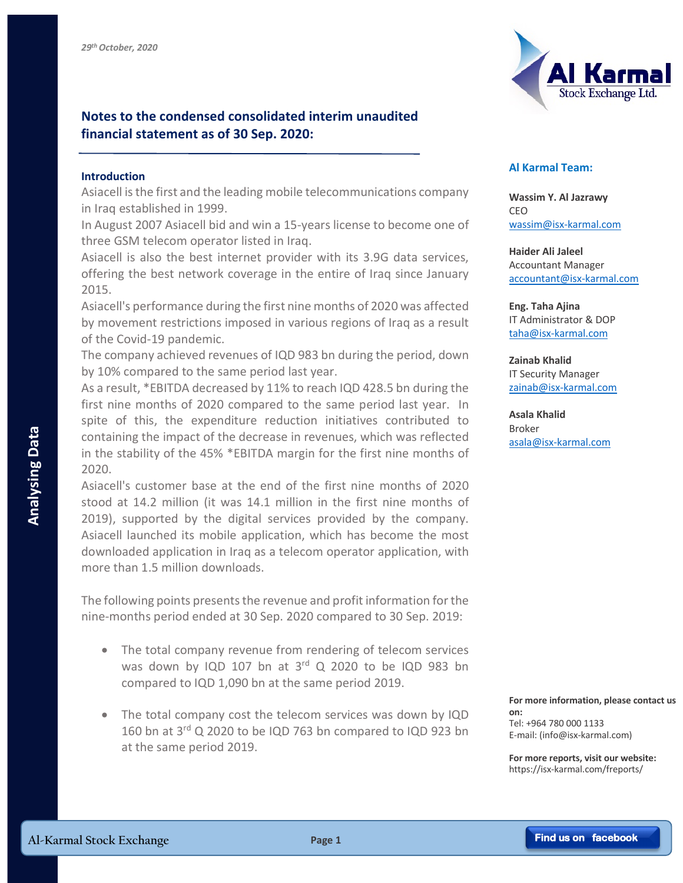*29th October, 2020*

## Notes to the condensed consolidated interim unaudited financial statement as of 30 Sep. 2020:

### Introduction

Asiacell is the first and the leading mobile telecommunications company in Iraq established in 1999.

In August 2007 Asiacell bid and win a 15-years license to become one of three GSM telecom operator listed in Iraq.

Asiacell is also the best internet provider with its 3.9G data services, offering the best network coverage in the entire of Iraq since January 2015.

Asiacell's performance during the first nine months of 2020 was affected by movement restrictions imposed in various regions of Iraq as a result of the Covid-19 pandemic.

The company achieved revenues of IQD 983 bn during the period, down by 10% compared to the same period last year.

As a result, *EBITDA decreased by 11% to reach IQD 428.5 bn during the first nine months of 2020 compared to the same period last year. In spite of this, the expenditure reduction initiatives contributed to containing the impact of the decrease in revenues, which was reflected in the stability of the 45% *EBITDA margin for the first nine months of 2020.

Asiacell's customer base at the end of the first nine months of 2020 stood at 14.2 million (it was 14.1 million in the first nine months of 2019), supported by the digital services provided by the company. Asiacell launched its mobile application, which has become the most downloaded application in Iraq as a telecom operator application, with more than 1.5 million downloads.

The following points presents the revenue and profit information for the nine-months period ended at 30 Sep. 2020 compared to 30 Sep. 2019:

- The total company revenue from rendering of telecom services was down by IQD 107 bn at 3rd Q 2020 to be IQD 983 bn compared to IQD 1,090 bn at the same period 2019.
- The total company cost the telecom services was down by IQD 160 bn at 3rd Q 2020 to be IQD 763 bn compared to IQD 923 bn at the same period 2019.

**Al Karmal Team:**

**Wassim Y. Al Jazrawy**
CEO
wassim@isx-karmal.com

**Haider Ali Jaleel**
Accountant Manager
accountant@isx-karmal.com

**Eng. Taha Ajina**
IT Administrator & DOP
taha@isx-karmal.com

**Zainab Khalid**
IT Security Manager
zainab@isx-karmal.com

**Asala Khalid**
Broker
asala@isx-karmal.com

**For more information, please contact us on:**
Tel: +964 780 000 1133
E-mail: (info@isx-karmal.com)

**For more reports, visit our website:**
https://isx-karmal.com/freports/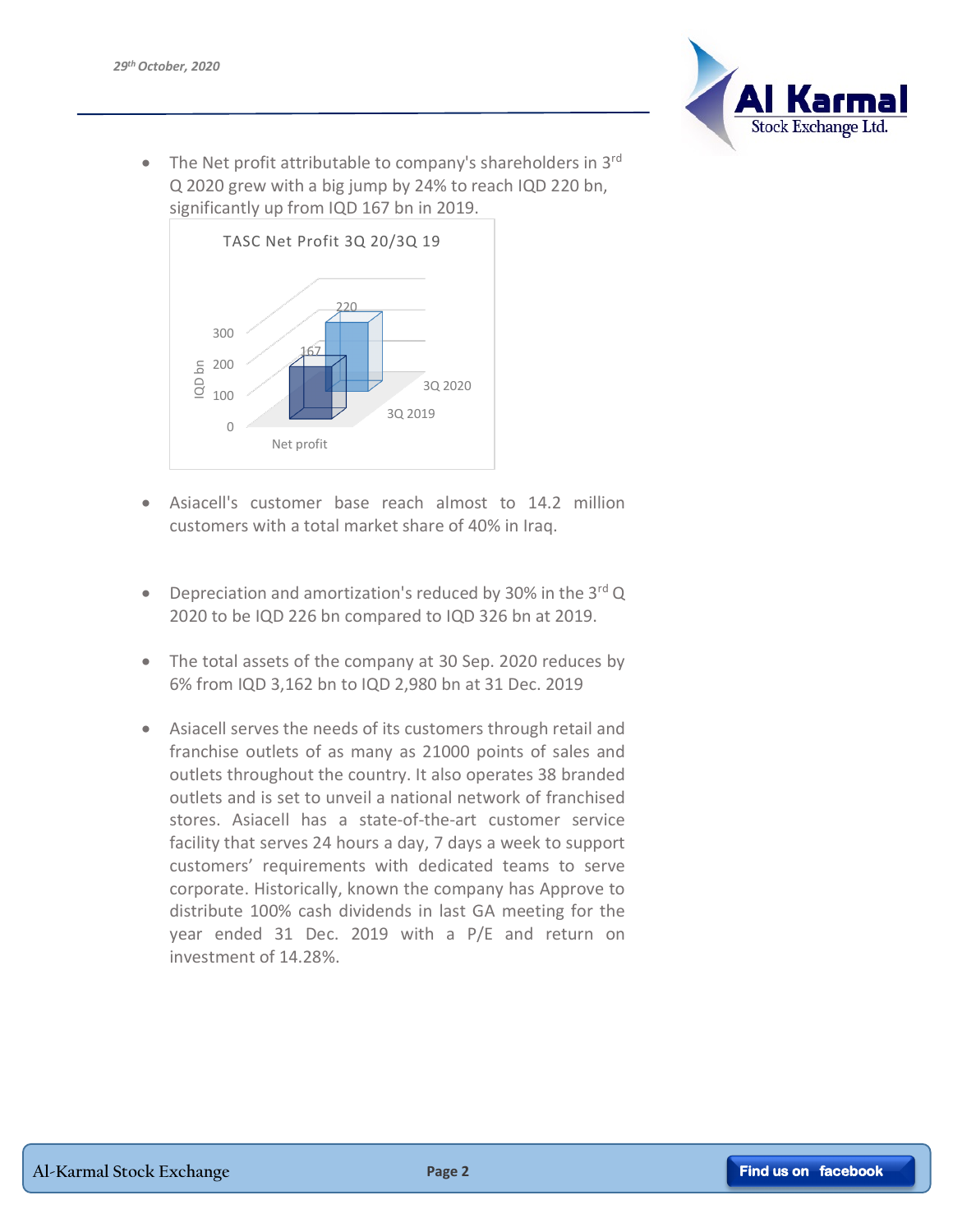- The Net profit attributable to company's shareholders in 3rd Q 2020 grew with a big jump by 24% to reach IQD 220 bn, significantly up from IQD 167 bn in 2019.

TASC Net Profit 3Q 20/3Q 19

| | 3Q 2019 | 3Q 2020 |
|---|---|---|
| Net profit (IQD bn) | 167 | 220 |

- Asiacell's customer base reach almost to 14.2 million customers with a total market share of 40% in Iraq.

- Depreciation and amortization's reduced by 30% in the 3rd Q 2020 to be IQD 226 bn compared to IQD 326 bn at 2019.

- The total assets of the company at 30 Sep. 2020 reduces by 6% from IQD 3,162 bn to IQD 2,980 bn at 31 Dec. 2019

- Asiacell serves the needs of its customers through retail and franchise outlets of as many as 21000 points of sales and outlets throughout the country. It also operates 38 branded outlets and is set to unveil a national network of franchised stores. Asiacell has a state-of-the-art customer service facility that serves 24 hours a day, 7 days a week to support customers' requirements with dedicated teams to serve corporate. Historically, known the company has Approve to distribute 100% cash dividends in last GA meeting for the year ended 31 Dec. 2019 with a P/E and return on investment of 14.28%.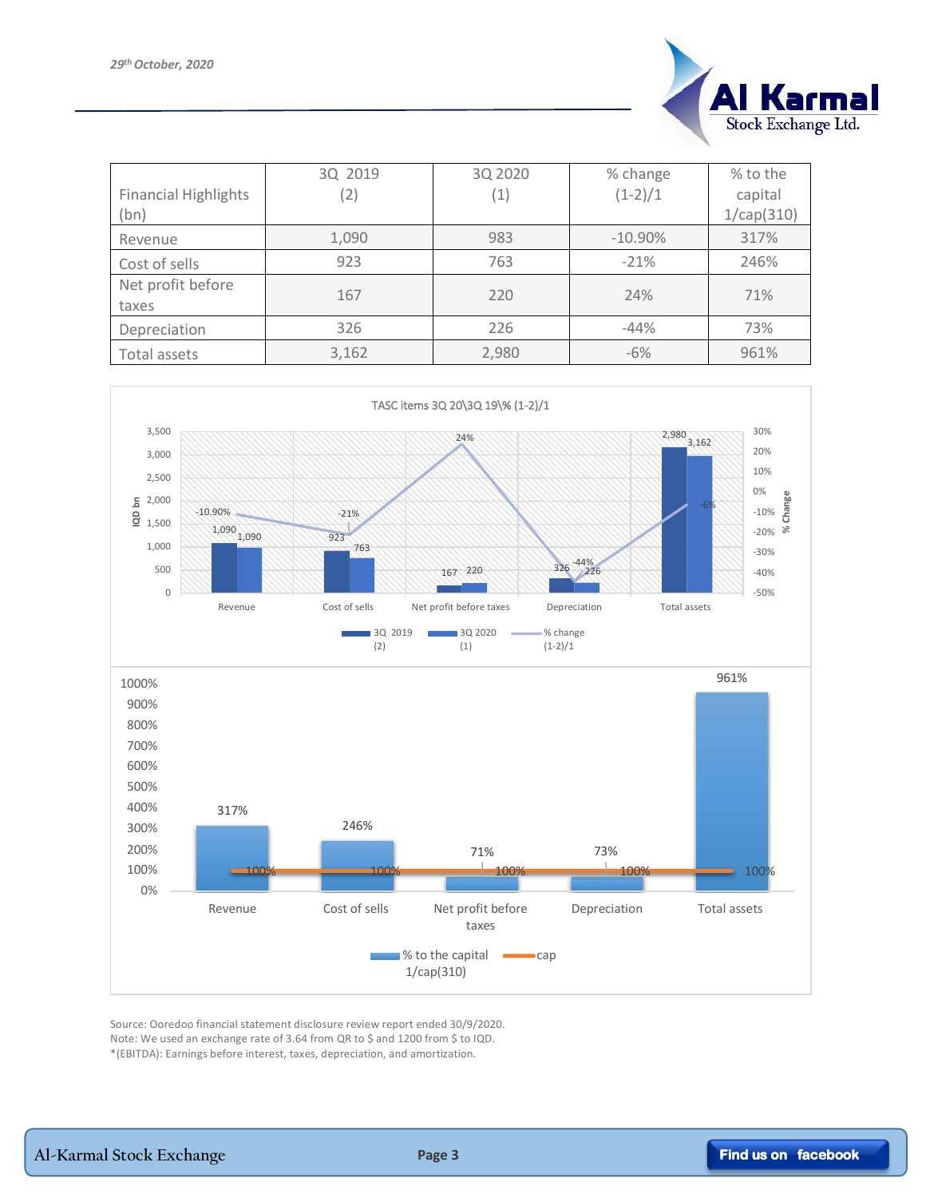*29th October, 2020*

| Financial Highlights (bn) | 3Q 2019 (2) | 3Q 2020 (1) | % change (1-2)/1 | % to the capital 1/cap(310) |
|---|---|---|---|---|
| Revenue | 1,090 | 983 | -10.90% | 317% |
| Cost of sells | 923 | 763 | -21% | 246% |
| Net profit before taxes | 167 | 220 | 24% | 71% |
| Depreciation | 326 | 226 | -44% | 73% |
| Total assets | 3,162 | 2,980 | -6% | 961% |

TASC items 3Q 20\3Q 19\% (1-2)/1

| | 3Q 2019 (2) | 3Q 2020 (1) | % change (1-2)/1 |
|---|---|---|---|
| Revenue | 1,090 | 1,090 | -10.90% |
| Cost of sells | 923 | 763 | -21% |
| Net profit before taxes | 167 | 220 | 24% |
| Depreciation | 326 | 226 | -44% |
| Total assets | 2,980 | 3,162 | -6% |

| | % to the capital 1/cap(310) | cap |
|---|---|---|
| Revenue | 317% | 100% |
| Cost of sells | 246% | 100% |
| Net profit before taxes | 71% | 100% |
| Depreciation | 73% | 100% |
| Total assets | 961% | 100% |

Source: Ooredoo financial statement disclosure review report ended 30/9/2020.
Note: We used an exchange rate of 3.64 from QR to $ and 1200 from $ to IQD.
*(EBITDA): Earnings before interest, taxes, depreciation, and amortization.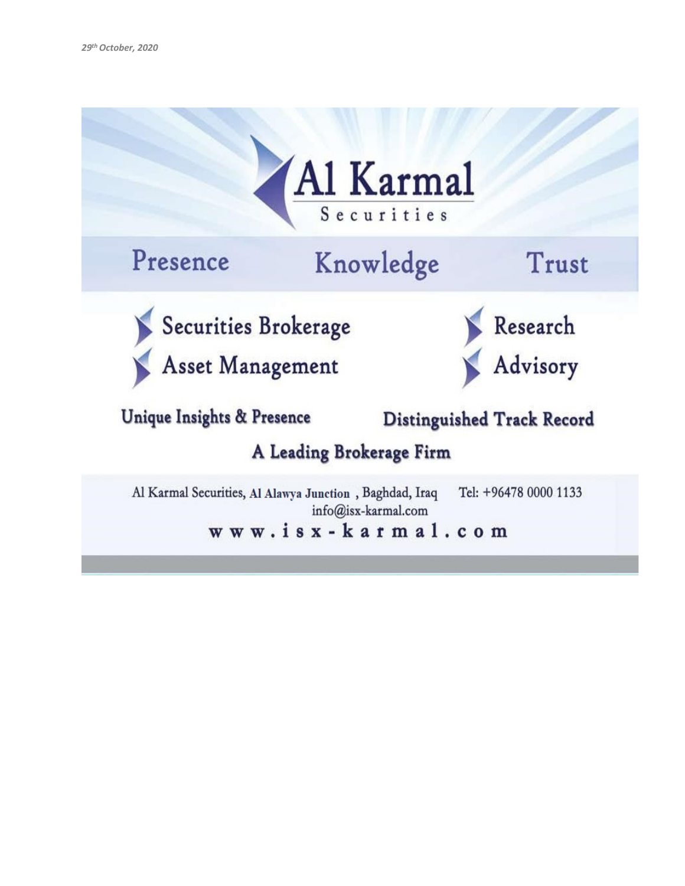*29th October, 2020*

# Al Karmal

Securities

**Presence** **Knowledge** **Trust**

- Securities Brokerage
- Asset Management
- Research
- Advisory

**Unique Insights & Presence**

**Distinguished Track Record**

**A Leading Brokerage Firm**

Al Karmal Securities, Al Alawya Junction , Baghdad, Iraq Tel: +96478 0000 1133

info@isx-karmal.com

**www.isx-karmal.com**